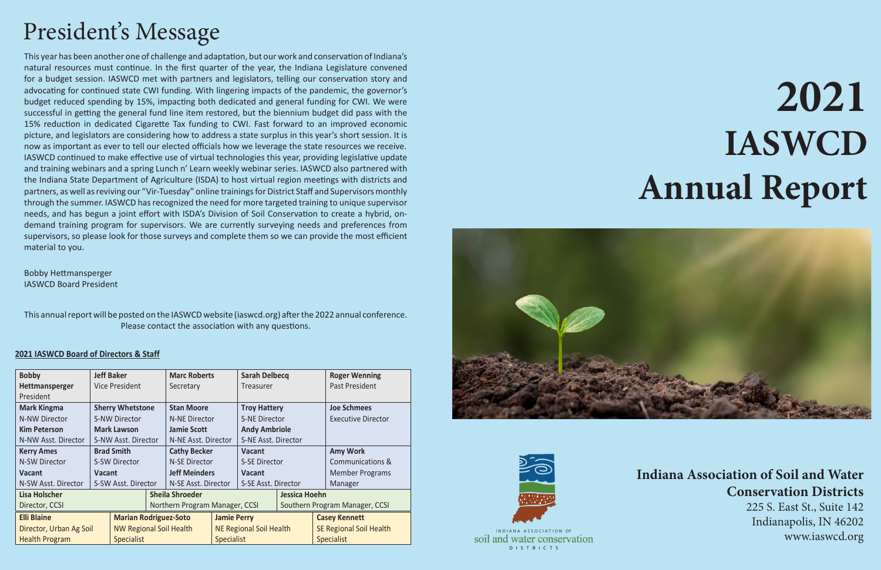# 2021 IASWCD Annual Report

## President's Message

This year has been another one of challenge and adaptation, but our work and conservation of Indiana's natural resources must continue. In the first quarter of the year, the Indiana Legislature convened for a budget session. IASWCD met with partners and legislators, telling our conservation story and advocating for continued state CWI funding. With lingering impacts of the pandemic, the governor's budget reduced spending by 15%, impacting both dedicated and general funding for CWI. We were successful in getting the general fund line item restored, but the biennium budget did pass with the 15% reduction in dedicated Cigarette Tax funding to CWI. Fast forward to an improved economic picture, and legislators are considering how to address a state surplus in this year's short session. It is now as important as ever to tell our elected officials how we leverage the state resources we receive. IASWCD continued to make effective use of virtual technologies this year, providing legislative update and training webinars and a spring Lunch n' Learn weekly webinar series. IASWCD also partnered with the Indiana State Department of Agriculture (ISDA) to host virtual region meetings with districts and partners, as well as reviving our "Vir-Tuesday" online trainings for District Staff and Supervisors monthly through the summer. IASWCD has recognized the need for more targeted training to unique supervisor needs, and has begun a joint effort with ISDA's Division of Soil Conservation to create a hybrid, on-demand training program for supervisors. We are currently surveying needs and preferences from supervisors, so please look for those surveys and complete them so we can provide the most efficient material to you.

Bobby Hettmansperger
IASWCD Board President

This annual report will be posted on the IASWCD website (iaswcd.org) after the 2022 annual conference. Please contact the association with any questions.

### 2021 IASWCD Board of Directors & Staff

| | | | | |
|---|---|---|---|---|
| **Bobby Hettmansperger** President | **Jeff Baker** Vice President | **Marc Roberts** Secretary | **Sarah Delbecq** Treasurer | **Roger Wenning** Past President |
| **Mark Kingma** N-NW Director<br>**Kim Peterson** N-NW Asst. Director | **Sherry Whetstone** S-NW Director<br>**Mark Lawson** S-NW Asst. Director | **Stan Moore** N-NE Director<br>**Jamie Scott** N-NE Asst. Director | **Troy Hattery** S-NE Director<br>**Andy Ambriole** S-NE Asst. Director | **Joe Schmees** Executive Director |
| **Kerry Ames** N-SW Director<br>**Vacant** N-SW Asst. Director | **Brad Smith** S-SW Director<br>**Vacant** S-SW Asst. Director | **Cathy Becker** N-SE Director<br>**Jeff Meinders** N-SE Asst. Director | **Vacant** S-SE Director<br>**Vacant** S-SE Asst. Director | **Amy Work** Communications & Member Programs Manager |
| **Lisa Holscher** Director, CCSI | **Sheila Shroeder** Northern Program Manager, CCSI | **Jessica Hoehn** Southern Program Manager, CCSI | | |
| **Elli Blaine** Director, Urban Ag Soil Health Program | **Marian Rodriguez-Soto** NW Regional Soil Health Specialist | **Jamie Perry** NE Regional Soil Health Specialist | **Casey Kennett** SE Regional Soil Health Specialist | |

**Indiana Association of Soil and Water Conservation Districts**
225 S. East St., Suite 142
Indianapolis, IN 46202
www.iaswcd.org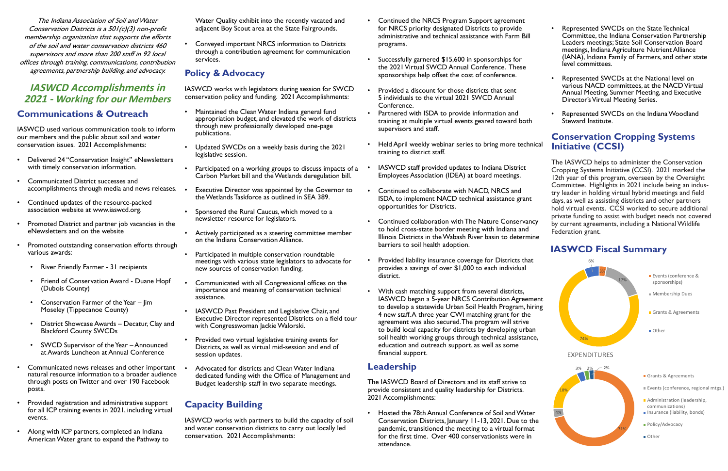*The Indiana Association of Soil and Water Conservation Districts is a 501(c)(3) non-profit membership organization that supports the efforts of the soil and water conservation districts 460 supervisors and more than 200 staff in 92 local offices through training, communications, contribution agreements, partnership building, and advocacy.*

## *IASWCD Accomplishments in 2021 - Working for our Members*

## Communications & Outreach

IASWCD used various communication tools to inform our members and the public about soil and water conservation issues. 2021 Accomplishments:

- Delivered 24 "Conservation Insight" eNewsletters with timely conservation information.
- Communicated District successes and accomplishments through media and news releases.
- Continued updates of the resource-packed association website at www.iaswcd.org.
- Promoted District and partner job vacancies in the eNewsletters and on the website
- Promoted outstanding conservation efforts through various awards:
  - River Friendly Farmer - 31 recipients
  - Friend of Conservation Award - Duane Hopf (Dubois County)
  - Conservation Farmer of the Year – Jim Moseley (Tippecanoe County)
  - District Showcase Awards – Decatur, Clay and Blackford County SWCDs
  - SWCD Supervisor of the Year – Announced at Awards Luncheon at Annual Conference
- Communicated news releases and other important natural resource information to a broader audience through posts on Twitter and over 190 Facebook posts.
- Provided registration and administrative support for all ICP training events in 2021, including virtual events.
- Along with ICP partners, completed an Indiana American Water grant to expand the Pathway to Water Quality exhibit into the recently vacated and adjacent Boy Scout area at the State Fairgrounds.
- Conveyed important NRCS information to Districts through a contribution agreement for communication services.

## Policy & Advocacy

IASWCD works with legislators during session for SWCD conservation policy and funding. 2021 Accomplishments:

- Maintained the Clean Water Indiana general fund appropriation budget, and elevated the work of districts through new professionally developed one-page publications.
- Updated SWCDs on a weekly basis during the 2021 legislative session.
- Participated on a working groups to discuss impacts of a Carbon Market bill and the Wetlands deregulation bill.
- Executive Director was appointed by the Governor to the Wetlands Taskforce as outlined in SEA 389.
- Sponsored the Rural Caucus, which moved to a newsletter resource for legislators.
- Actively participated as a steering committee member on the Indiana Conservation Alliance.
- Participated in multiple conservation roundtable meetings with various state legislators to advocate for new sources of conservation funding.
- Communicated with all Congressional offices on the importance and meaning of conservation technical assistance.
- IASWCD Past President and Legislative Chair, and Executive Director represented Districts on a field tour with Congresswoman Jackie Walorski.
- Provided two virtual legislative training events for Districts, as well as virtual mid-session and end of session updates.
- Advocated for districts and Clean Water Indiana dedicated funding with the Office of Management and Budget leadership staff in two separate meetings.

## Capacity Building

IASWCD works with partners to build the capacity of soil and water conservation districts to carry out locally led conservation. 2021 Accomplishments:

- Continued the NRCS Program Support agreement for NRCS priority designated Districts to provide administrative and technical assistance with Farm Bill programs.
- Successfully garnered $15,600 in sponsorships for the 2021 Virtual SWCD Annual Conference. These sponsorships help offset the cost of conference.
- Provided a discount for those districts that sent 5 individuals to the virtual 2021 SWCD Annual Conference.
- Partnered with ISDA to provide information and training at multiple virtual events geared toward both supervisors and staff.
- Held April weekly webinar series to bring more technical training to district staff.
- IASWCD staff provided updates to Indiana District Employees Association (IDEA) at board meetings.
- Continued to collaborate with NACD, NRCS and ISDA, to implement NACD technical assistance grant opportunities for Districts.
- Continued collaboration with The Nature Conservancy to hold cross-state border meeting with Indiana and Illinois Districts in the Wabash River basin to determine barriers to soil health adoption.
- Provided liability insurance coverage for Districts that provides a savings of over $1,000 to each individual district.
- With cash matching support from several districts, IASWCD began a 5-year NRCS Contribution Agreement to develop a statewide Urban Soil Health Program, hiring 4 new staff. A three year CWI matching grant for the agreement was also secured. The program will strive to build local capacity for districts by developing urban soil health working groups through technical assistance, education and outreach support, as well as some financial support.

## Leadership

The IASWCD Board of Directors and its staff strive to provide consistent and quality leadership for Districts. 2021 Accomplishments:

- Hosted the 78th Annual Conference of Soil and Water Conservation Districts, January 11-13, 2021. Due to the pandemic, transitioned the meeting to a virtual format for the first time. Over 400 conservationists were in attendance.
- Represented SWCDs on the State Technical Committee, the Indiana Conservation Partnership Leaders meetings; State Soil Conservation Board meetings, Indiana Agriculture Nutrient Alliance (IANA), Indiana Family of Farmers, and other state level committees.
- Represented SWCDs at the National level on various NACD committees, at the NACD Virtual Annual Meeting, Summer Meeting, and Executive Director's Virtual Meeting Series.
- Represented SWCDs on the Indiana Woodland Steward Institute.

## Conservation Cropping Systems Initiative (CCSI)

The IASWCD helps to administer the Conservation Cropping Systems Initiative (CCSI). 2021 marked the 12th year of this program, overseen by the Oversight Committee. Highlights in 2021 include being an industry leader in holding virtual hybrid meetings and field days, as well as assisting districts and other partners hold virtual events. CCSI worked to secure additional private funding to assist with budget needs not covered by current agreements, including a National Wildlife Federation grant.

## IASWCD Fiscal Summary

6%
3%
17%
74%

Events (conference & sponsorships)
Membership Dues
Grants & Agreements
Other

EXPENDITURES

3%
2%
2%
18%
4%
71%

Grants & Agreements
Events (conference, regional mtgs.)
Administration (leadership, communications)
Insurance (liability, bonds)
Policy/Advocacy
Other